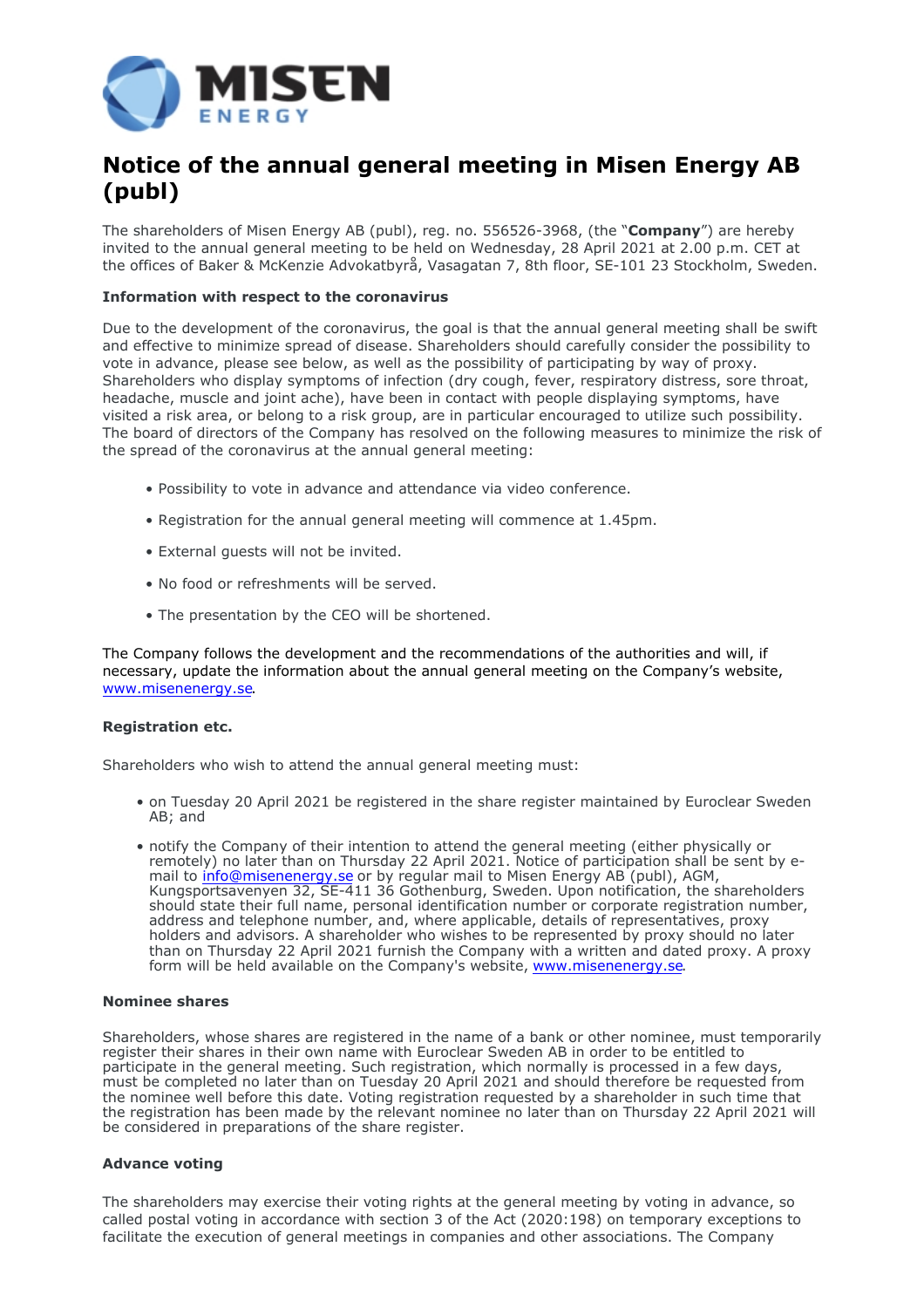# Notice of the annual general meeting in Misen Energy AB (publ)

The shareholders of Misen Energy AB (publ), reg. no. 556526-3968, (the "**Company**") are hereby invited to the annual general meeting to be held on Wednesday, 28 April 2021 at 2.00 p.m. CET at the offices of Baker & McKenzie Advokatbyrå, Vasagatan 7, 8th floor, SE-101 23 Stockholm, Sweden.

### Information with respect to the coronavirus

Due to the development of the coronavirus, the goal is that the annual general meeting shall be swift and effective to minimize spread of disease. Shareholders should carefully consider the possibility to vote in advance, please see below, as well as the possibility of participating by way of proxy. Shareholders who display symptoms of infection (dry cough, fever, respiratory distress, sore throat, headache, muscle and joint ache), have been in contact with people displaying symptoms, have visited a risk area, or belong to a risk group, are in particular encouraged to utilize such possibility. The board of directors of the Company has resolved on the following measures to minimize the risk of the spread of the coronavirus at the annual general meeting:

- Possibility to vote in advance and attendance via video conference.
- Registration for the annual general meeting will commence at 1.45pm.
- External guests will not be invited.
- No food or refreshments will be served.
- The presentation by the CEO will be shortened.

The Company follows the development and the recommendations of the authorities and will, if necessary, update the information about the annual general meeting on the Company's website, www.misenenergy.se.

### Registration etc.

Shareholders who wish to attend the annual general meeting must:

- on Tuesday 20 April 2021 be registered in the share register maintained by Euroclear Sweden AB; and
- notify the Company of their intention to attend the general meeting (either physically or remotely) no later than on Thursday 22 April 2021. Notice of participation shall be sent by e-mail to info@misenenergy.se or by regular mail to Misen Energy AB (publ), AGM, Kungsportsavenyen 32, SE-411 36 Gothenburg, Sweden. Upon notification, the shareholders should state their full name, personal identification number or corporate registration number, address and telephone number, and, where applicable, details of representatives, proxy holders and advisors. A shareholder who wishes to be represented by proxy should no later than on Thursday 22 April 2021 furnish the Company with a written and dated proxy. A proxy form will be held available on the Company's website, www.misenenergy.se.

### Nominee shares

Shareholders, whose shares are registered in the name of a bank or other nominee, must temporarily register their shares in their own name with Euroclear Sweden AB in order to be entitled to participate in the general meeting. Such registration, which normally is processed in a few days, must be completed no later than on Tuesday 20 April 2021 and should therefore be requested from the nominee well before this date. Voting registration requested by a shareholder in such time that the registration has been made by the relevant nominee no later than on Thursday 22 April 2021 will be considered in preparations of the share register.

### Advance voting

The shareholders may exercise their voting rights at the general meeting by voting in advance, so called postal voting in accordance with section 3 of the Act (2020:198) on temporary exceptions to facilitate the execution of general meetings in companies and other associations. The Company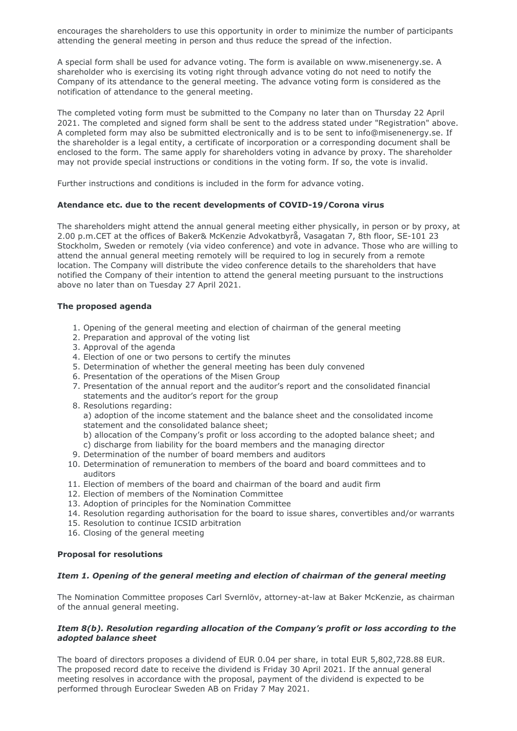encourages the shareholders to use this opportunity in order to minimize the number of participants attending the general meeting in person and thus reduce the spread of the infection.

A special form shall be used for advance voting. The form is available on www.misenenergy.se. A shareholder who is exercising its voting right through advance voting do not need to notify the Company of its attendance to the general meeting. The advance voting form is considered as the notification of attendance to the general meeting.

The completed voting form must be submitted to the Company no later than on Thursday 22 April 2021. The completed and signed form shall be sent to the address stated under "Registration" above. A completed form may also be submitted electronically and is to be sent to info@misenenergy.se. If the shareholder is a legal entity, a certificate of incorporation or a corresponding document shall be enclosed to the form. The same apply for shareholders voting in advance by proxy. The shareholder may not provide special instructions or conditions in the voting form. If so, the vote is invalid.

Further instructions and conditions is included in the form for advance voting.

**Atendance etc. due to the recent developments of COVID-19/Corona virus**

The shareholders might attend the annual general meeting either physically, in person or by proxy, at 2.00 p.m.CET at the offices of Baker& McKenzie Advokatbyrå, Vasagatan 7, 8th floor, SE-101 23 Stockholm, Sweden or remotely (via video conference) and vote in advance. Those who are willing to attend the annual general meeting remotely will be required to log in securely from a remote location. The Company will distribute the video conference details to the shareholders that have notified the Company of their intention to attend the general meeting pursuant to the instructions above no later than on Tuesday 27 April 2021.

**The proposed agenda**

1. Opening of the general meeting and election of chairman of the general meeting
2. Preparation and approval of the voting list
3. Approval of the agenda
4. Election of one or two persons to certify the minutes
5. Determination of whether the general meeting has been duly convened
6. Presentation of the operations of the Misen Group
7. Presentation of the annual report and the auditor's report and the consolidated financial statements and the auditor's report for the group
8. Resolutions regarding:
   a) adoption of the income statement and the balance sheet and the consolidated income statement and the consolidated balance sheet;
   b) allocation of the Company's profit or loss according to the adopted balance sheet; and
   c) discharge from liability for the board members and the managing director
9. Determination of the number of board members and auditors
10. Determination of remuneration to members of the board and board committees and to auditors
11. Election of members of the board and chairman of the board and audit firm
12. Election of members of the Nomination Committee
13. Adoption of principles for the Nomination Committee
14. Resolution regarding authorisation for the board to issue shares, convertibles and/or warrants
15. Resolution to continue ICSID arbitration
16. Closing of the general meeting

**Proposal for resolutions**

***Item 1. Opening of the general meeting and election of chairman of the general meeting***

The Nomination Committee proposes Carl Svernlöv, attorney-at-law at Baker McKenzie, as chairman of the annual general meeting.

***Item 8(b). Resolution regarding allocation of the Company's profit or loss according to the adopted balance sheet***

The board of directors proposes a dividend of EUR 0.04 per share, in total EUR 5,802,728.88 EUR. The proposed record date to receive the dividend is Friday 30 April 2021. If the annual general meeting resolves in accordance with the proposal, payment of the dividend is expected to be performed through Euroclear Sweden AB on Friday 7 May 2021.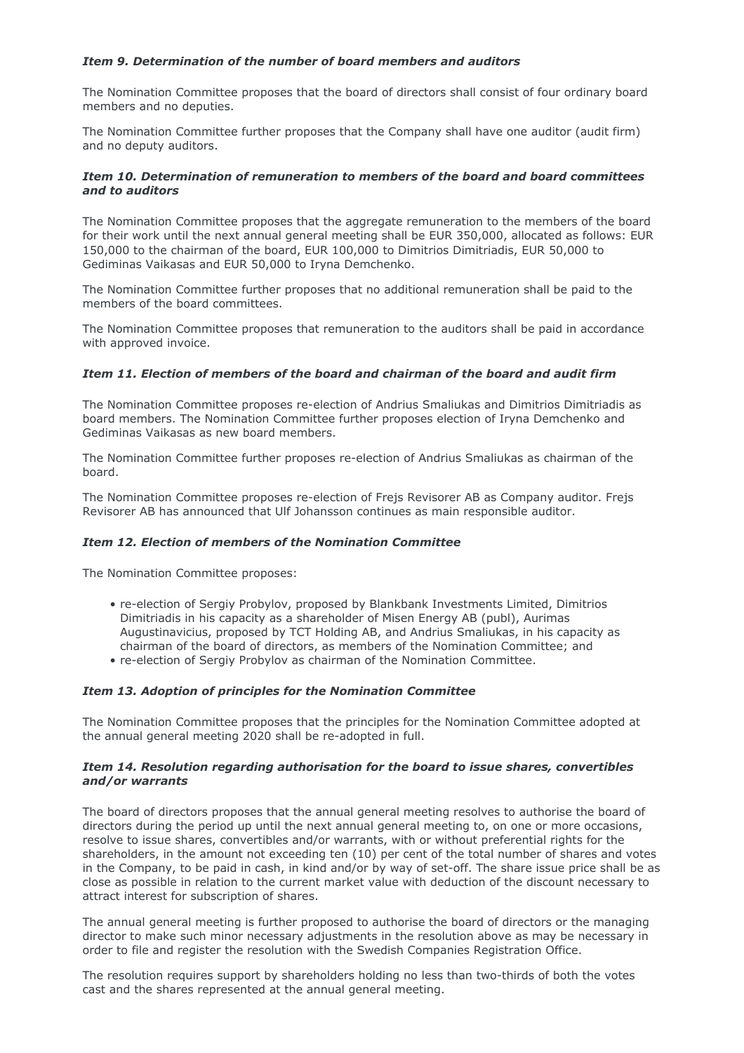### *Item 9. Determination of the number of board members and auditors*

The Nomination Committee proposes that the board of directors shall consist of four ordinary board members and no deputies.

The Nomination Committee further proposes that the Company shall have one auditor (audit firm) and no deputy auditors.

### *Item 10. Determination of remuneration to members of the board and board committees and to auditors*

The Nomination Committee proposes that the aggregate remuneration to the members of the board for their work until the next annual general meeting shall be EUR 350,000, allocated as follows: EUR 150,000 to the chairman of the board, EUR 100,000 to Dimitrios Dimitriadis, EUR 50,000 to Gediminas Vaikasas and EUR 50,000 to Iryna Demchenko.

The Nomination Committee further proposes that no additional remuneration shall be paid to the members of the board committees.

The Nomination Committee proposes that remuneration to the auditors shall be paid in accordance with approved invoice.

### *Item 11. Election of members of the board and chairman of the board and audit firm*

The Nomination Committee proposes re-election of Andrius Smaliukas and Dimitrios Dimitriadis as board members. The Nomination Committee further proposes election of Iryna Demchenko and Gediminas Vaikasas as new board members.

The Nomination Committee further proposes re-election of Andrius Smaliukas as chairman of the board.

The Nomination Committee proposes re-election of Frejs Revisorer AB as Company auditor. Frejs Revisorer AB has announced that Ulf Johansson continues as main responsible auditor.

### *Item 12. Election of members of the Nomination Committee*

The Nomination Committee proposes:

- re-election of Sergiy Probylov, proposed by Blankbank Investments Limited, Dimitrios Dimitriadis in his capacity as a shareholder of Misen Energy AB (publ), Aurimas Augustinavicius, proposed by TCT Holding AB, and Andrius Smaliukas, in his capacity as chairman of the board of directors, as members of the Nomination Committee; and
- re-election of Sergiy Probylov as chairman of the Nomination Committee.

### *Item 13. Adoption of principles for the Nomination Committee*

The Nomination Committee proposes that the principles for the Nomination Committee adopted at the annual general meeting 2020 shall be re-adopted in full.

### *Item 14. Resolution regarding authorisation for the board to issue shares, convertibles and/or warrants*

The board of directors proposes that the annual general meeting resolves to authorise the board of directors during the period up until the next annual general meeting to, on one or more occasions, resolve to issue shares, convertibles and/or warrants, with or without preferential rights for the shareholders, in the amount not exceeding ten (10) per cent of the total number of shares and votes in the Company, to be paid in cash, in kind and/or by way of set-off. The share issue price shall be as close as possible in relation to the current market value with deduction of the discount necessary to attract interest for subscription of shares.

The annual general meeting is further proposed to authorise the board of directors or the managing director to make such minor necessary adjustments in the resolution above as may be necessary in order to file and register the resolution with the Swedish Companies Registration Office.

The resolution requires support by shareholders holding no less than two-thirds of both the votes cast and the shares represented at the annual general meeting.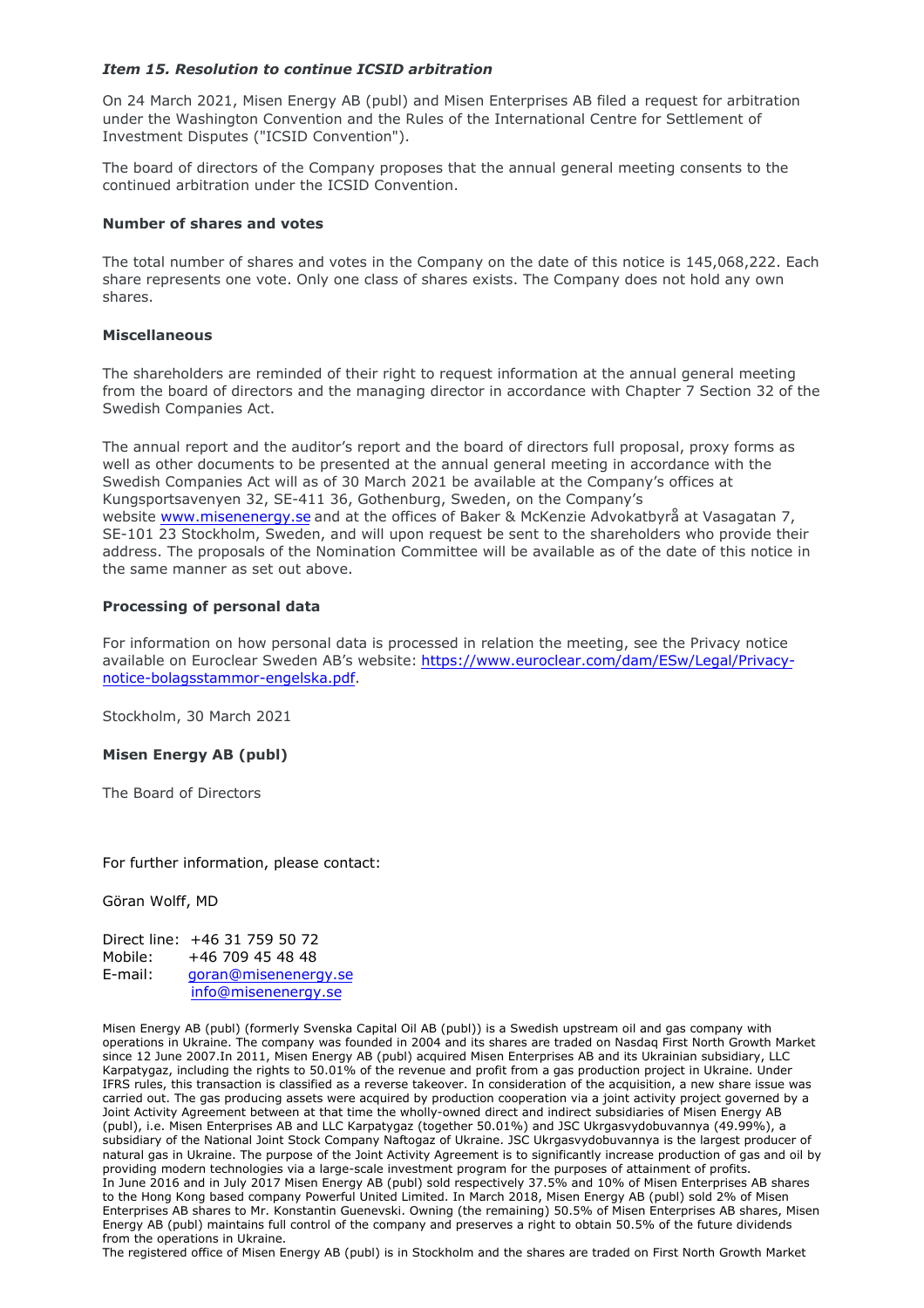***Item 15. Resolution to continue ICSID arbitration***

On 24 March 2021, Misen Energy AB (publ) and Misen Enterprises AB filed a request for arbitration under the Washington Convention and the Rules of the International Centre for Settlement of Investment Disputes ("ICSID Convention").

The board of directors of the Company proposes that the annual general meeting consents to the continued arbitration under the ICSID Convention.

**Number of shares and votes**

The total number of shares and votes in the Company on the date of this notice is 145,068,222. Each share represents one vote. Only one class of shares exists. The Company does not hold any own shares.

**Miscellaneous**

The shareholders are reminded of their right to request information at the annual general meeting from the board of directors and the managing director in accordance with Chapter 7 Section 32 of the Swedish Companies Act.

The annual report and the auditor's report and the board of directors full proposal, proxy forms as well as other documents to be presented at the annual general meeting in accordance with the Swedish Companies Act will as of 30 March 2021 be available at the Company's offices at Kungsportsavenyen 32, SE-411 36, Gothenburg, Sweden, on the Company's website [www.misenenergy.se](http://www.misenenergy.se) and at the offices of Baker & McKenzie Advokatbyrå at Vasagatan 7, SE-101 23 Stockholm, Sweden, and will upon request be sent to the shareholders who provide their address. The proposals of the Nomination Committee will be available as of the date of this notice in the same manner as set out above.

**Processing of personal data**

For information on how personal data is processed in relation the meeting, see the Privacy notice available on Euroclear Sweden AB's website: [https://www.euroclear.com/dam/ESw/Legal/Privacy-notice-bolagsstammor-engelska.pdf](https://www.euroclear.com/dam/ESw/Legal/Privacy-notice-bolagsstammor-engelska.pdf).

Stockholm, 30 March 2021

**Misen Energy AB (publ)**

The Board of Directors

For further information, please contact:

Göran Wolff, MD

Direct line: +46 31 759 50 72
Mobile: +46 709 45 48 48
E-mail: [goran@misenenergy.se](mailto:goran@misenenergy.se)
[info@misenenergy.se](mailto:info@misenenergy.se)

Misen Energy AB (publ) (formerly Svenska Capital Oil AB (publ)) is a Swedish upstream oil and gas company with operations in Ukraine. The company was founded in 2004 and its shares are traded on Nasdaq First North Growth Market since 12 June 2007.In 2011, Misen Energy AB (publ) acquired Misen Enterprises AB and its Ukrainian subsidiary, LLC Karpatygaz, including the rights to 50.01% of the revenue and profit from a gas production project in Ukraine. Under IFRS rules, this transaction is classified as a reverse takeover. In consideration of the acquisition, a new share issue was carried out. The gas producing assets were acquired by production cooperation via a joint activity project governed by a Joint Activity Agreement between at that time the wholly-owned direct and indirect subsidiaries of Misen Energy AB (publ), i.e. Misen Enterprises AB and LLC Karpatygaz (together 50.01%) and JSC Ukrgasvydobuvannya (49.99%), a subsidiary of the National Joint Stock Company Naftogaz of Ukraine. JSC Ukrgasvydobuvannya is the largest producer of natural gas in Ukraine. The purpose of the Joint Activity Agreement is to significantly increase production of gas and oil by providing modern technologies via a large-scale investment program for the purposes of attainment of profits.
In June 2016 and in July 2017 Misen Energy AB (publ) sold respectively 37.5% and 10% of Misen Enterprises AB shares to the Hong Kong based company Powerful United Limited. In March 2018, Misen Energy AB (publ) sold 2% of Misen Enterprises AB shares to Mr. Konstantin Guenevski. Owning (the remaining) 50.5% of Misen Enterprises AB shares, Misen Energy AB (publ) maintains full control of the company and preserves a right to obtain 50.5% of the future dividends from the operations in Ukraine.
The registered office of Misen Energy AB (publ) is in Stockholm and the shares are traded on First North Growth Market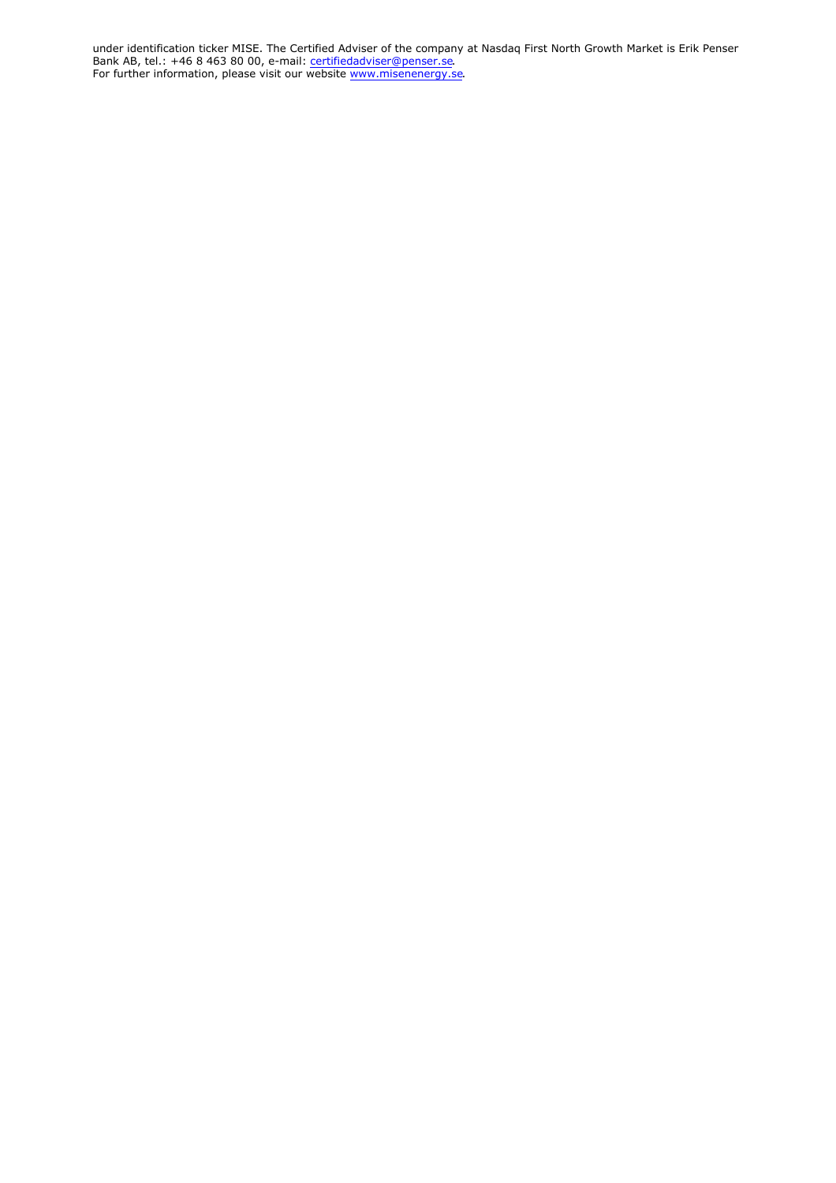under identification ticker MISE. The Certified Adviser of the company at Nasdaq First North Growth Market is Erik Penser Bank AB, tel.: +46 8 463 80 00, e-mail: certifiedadviser@penser.se.
For further information, please visit our website www.misenenergy.se.